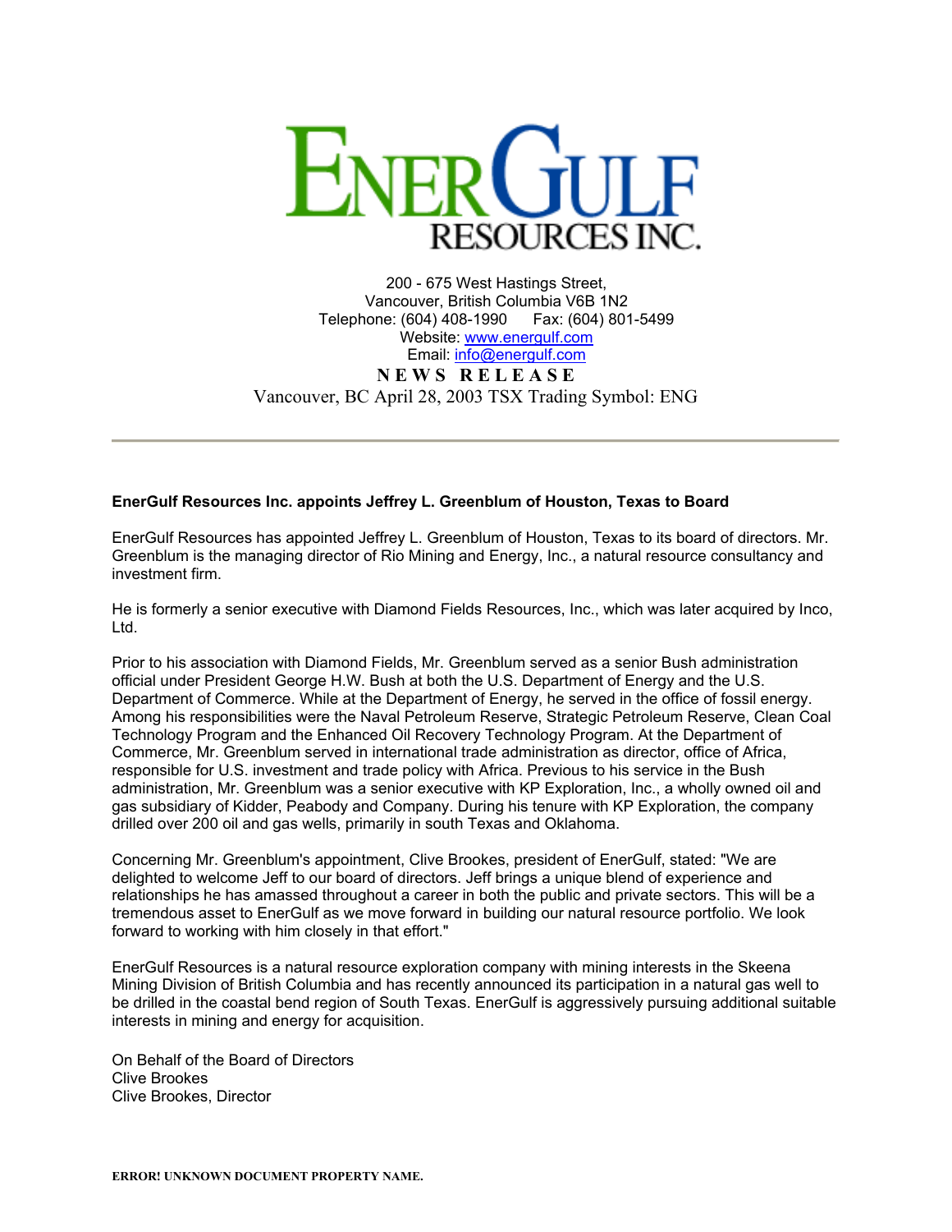# ENERGULF RESOURCES INC.

200 - 675 West Hastings Street,
Vancouver, British Columbia V6B 1N2
Telephone: (604) 408-1990 Fax: (604) 801-5499
Website: [www.energulf.com](http://www.energulf.com)
Email: [info@energulf.com](mailto:info@energulf.com)

**NEWS RELEASE**

Vancouver, BC April 28, 2003 TSX Trading Symbol: ENG

---

**EnerGulf Resources Inc. appoints Jeffrey L. Greenblum of Houston, Texas to Board**

EnerGulf Resources has appointed Jeffrey L. Greenblum of Houston, Texas to its board of directors. Mr. Greenblum is the managing director of Rio Mining and Energy, Inc., a natural resource consultancy and investment firm.

He is formerly a senior executive with Diamond Fields Resources, Inc., which was later acquired by Inco, Ltd.

Prior to his association with Diamond Fields, Mr. Greenblum served as a senior Bush administration official under President George H.W. Bush at both the U.S. Department of Energy and the U.S. Department of Commerce. While at the Department of Energy, he served in the office of fossil energy. Among his responsibilities were the Naval Petroleum Reserve, Strategic Petroleum Reserve, Clean Coal Technology Program and the Enhanced Oil Recovery Technology Program. At the Department of Commerce, Mr. Greenblum served in international trade administration as director, office of Africa, responsible for U.S. investment and trade policy with Africa. Previous to his service in the Bush administration, Mr. Greenblum was a senior executive with KP Exploration, Inc., a wholly owned oil and gas subsidiary of Kidder, Peabody and Company. During his tenure with KP Exploration, the company drilled over 200 oil and gas wells, primarily in south Texas and Oklahoma.

Concerning Mr. Greenblum's appointment, Clive Brookes, president of EnerGulf, stated: "We are delighted to welcome Jeff to our board of directors. Jeff brings a unique blend of experience and relationships he has amassed throughout a career in both the public and private sectors. This will be a tremendous asset to EnerGulf as we move forward in building our natural resource portfolio. We look forward to working with him closely in that effort."

EnerGulf Resources is a natural resource exploration company with mining interests in the Skeena Mining Division of British Columbia and has recently announced its participation in a natural gas well to be drilled in the coastal bend region of South Texas. EnerGulf is aggressively pursuing additional suitable interests in mining and energy for acquisition.

On Behalf of the Board of Directors
Clive Brookes
Clive Brookes, Director

**ERROR! UNKNOWN DOCUMENT PROPERTY NAME.**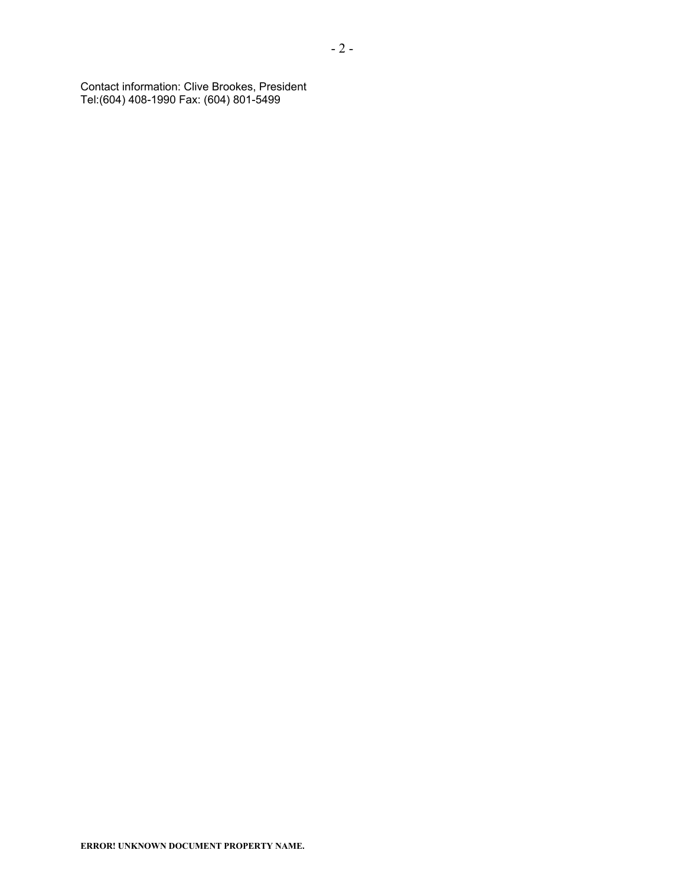Contact information: Clive Brookes, President
Tel:(604) 408-1990 Fax: (604) 801-5499